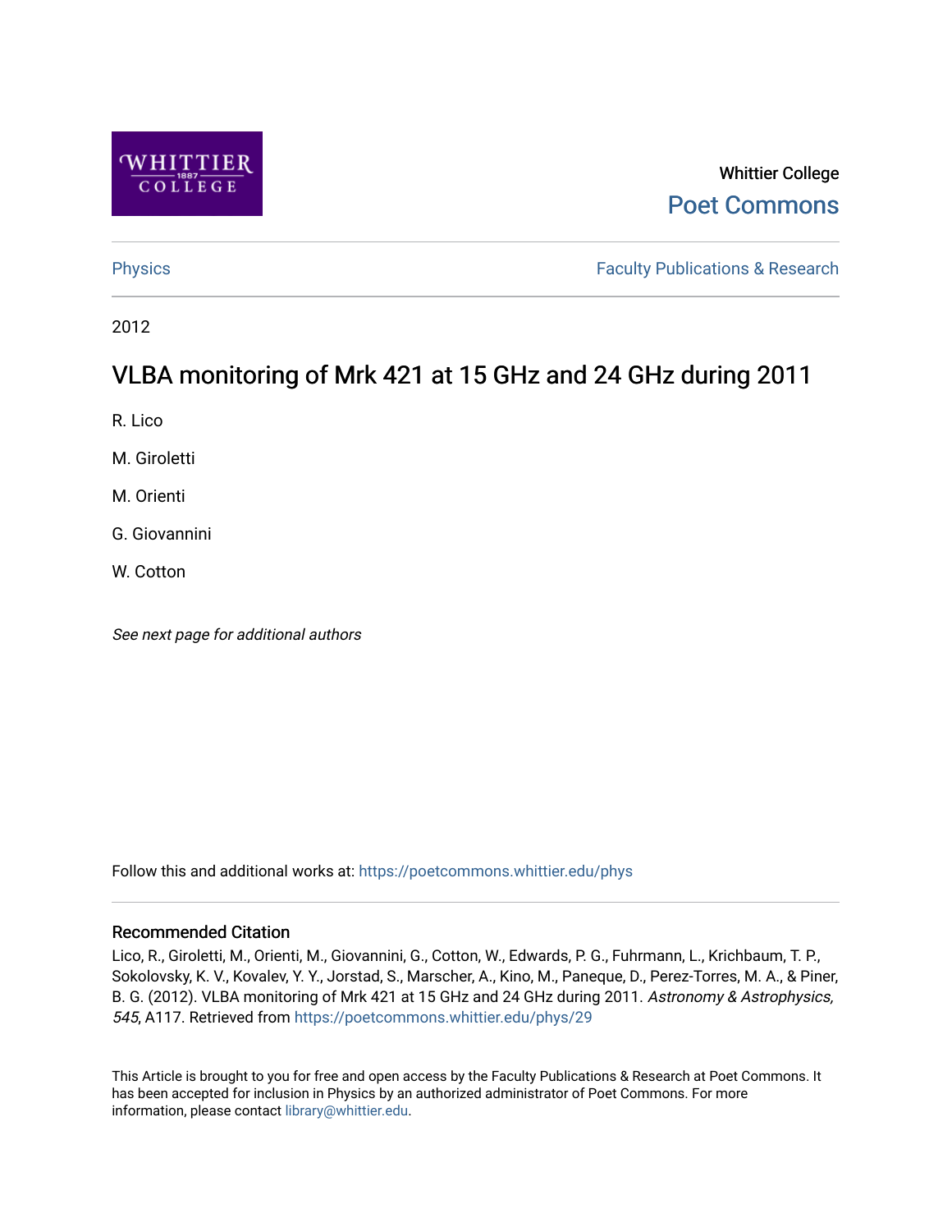Whittier College

Poet Commons

Physics

Faculty Publications & Research

2012

# VLBA monitoring of Mrk 421 at 15 GHz and 24 GHz during 2011

R. Lico

M. Giroletti

M. Orienti

G. Giovannini

W. Cotton

*See next page for additional authors*

Follow this and additional works at: https://poetcommons.whittier.edu/phys

## Recommended Citation

Lico, R., Giroletti, M., Orienti, M., Giovannini, G., Cotton, W., Edwards, P. G., Fuhrmann, L., Krichbaum, T. P., Sokolovsky, K. V., Kovalev, Y. Y., Jorstad, S., Marscher, A., Kino, M., Paneque, D., Perez-Torres, M. A., & Piner, B. G. (2012). VLBA monitoring of Mrk 421 at 15 GHz and 24 GHz during 2011. *Astronomy & Astrophysics, 545*, A117. Retrieved from https://poetcommons.whittier.edu/phys/29

This Article is brought to you for free and open access by the Faculty Publications & Research at Poet Commons. It has been accepted for inclusion in Physics by an authorized administrator of Poet Commons. For more information, please contact library@whittier.edu.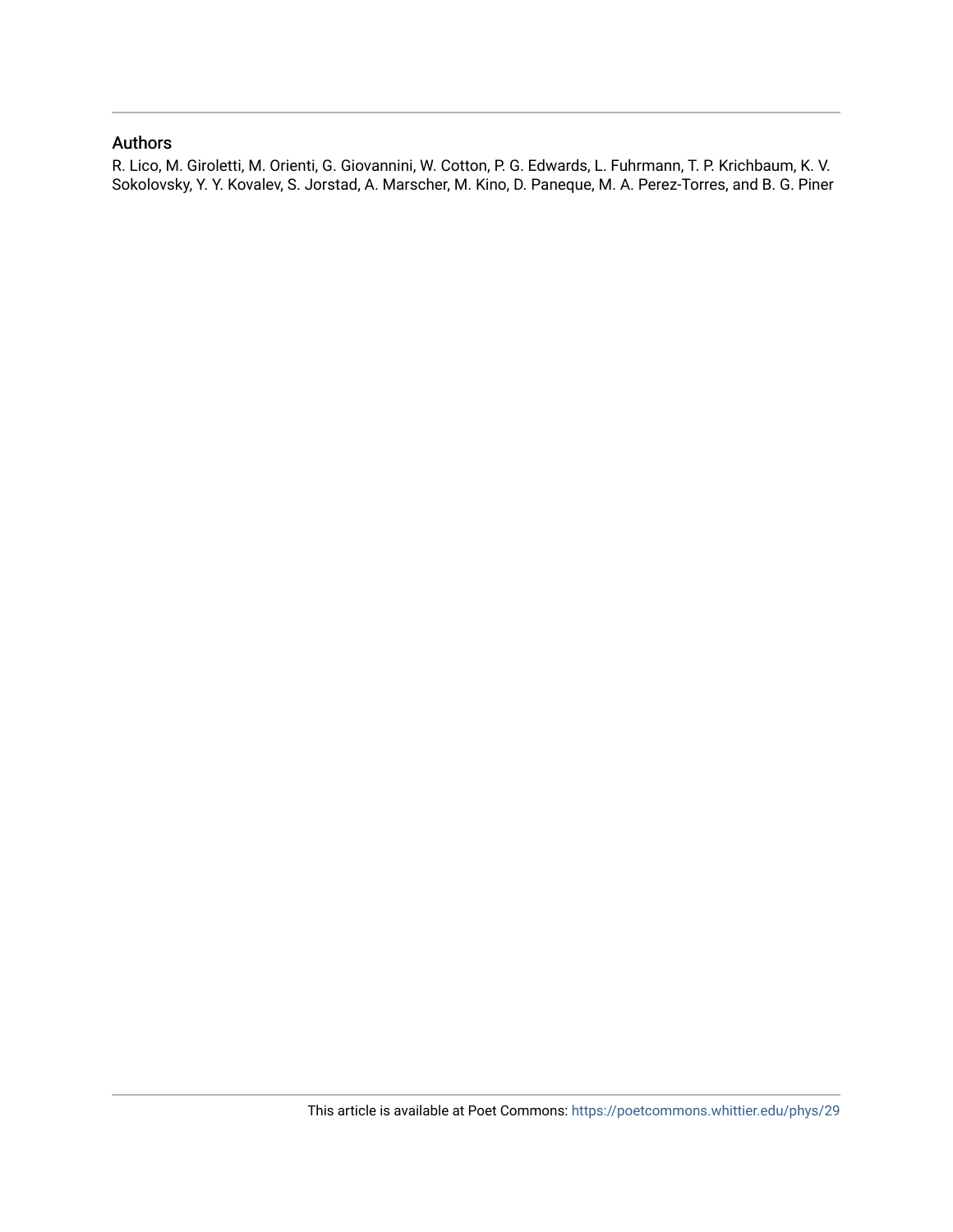## Authors

R. Lico, M. Giroletti, M. Orienti, G. Giovannini, W. Cotton, P. G. Edwards, L. Fuhrmann, T. P. Krichbaum, K. V. Sokolovsky, Y. Y. Kovalev, S. Jorstad, A. Marscher, M. Kino, D. Paneque, M. A. Perez-Torres, and B. G. Piner

This article is available at Poet Commons: https://poetcommons.whittier.edu/phys/29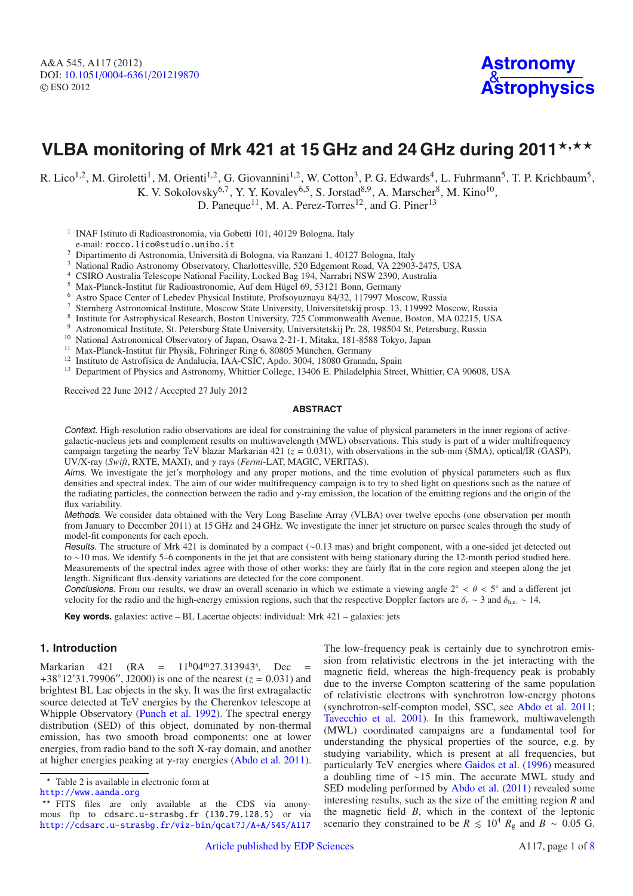# VLBA monitoring of Mrk 421 at 15 GHz and 24 GHz during 2011[⋆,⋆⋆]

R. Lico[1,2], M. Giroletti[1], M. Orienti[1,2], G. Giovannini[1,2], W. Cotton[3], P. G. Edwards[4], L. Fuhrmann[5], T. P. Krichbaum[5], K. V. Sokolovsky[6,7], Y. Y. Kovalev[6,5], S. Jorstad[8,9], A. Marscher[8], M. Kino[10], D. Paneque[11], M. A. Perez-Torres[12], and G. Piner[13]

[1] INAF Istituto di Radioastronomia, via Gobetti 101, 40129 Bologna, Italy
e-mail: rocco.lico@studio.unibo.it
[2] Dipartimento di Astronomia, Università di Bologna, via Ranzani 1, 40127 Bologna, Italy
[3] National Radio Astronomy Observatory, Charlottesville, 520 Edgemont Road, VA 22903-2475, USA
[4] CSIRO Australia Telescope National Facility, Locked Bag 194, Narrabri NSW 2390, Australia
[5] Max-Planck-Institut für Radioastronomie, Auf dem Hügel 69, 53121 Bonn, Germany
[6] Astro Space Center of Lebedev Physical Institute, Profsoyuznaya 84/32, 117997 Moscow, Russia
[7] Sternberg Astronomical Institute, Moscow State University, Universitetskij prosp. 13, 119992 Moscow, Russia
[8] Institute for Astrophysical Research, Boston University, 725 Commonwealth Avenue, Boston, MA 02215, USA
[9] Astronomical Institute, St. Petersburg State University, Universitetskij Pr. 28, 198504 St. Petersburg, Russia
[10] National Astronomical Observatory of Japan, Osawa 2-21-1, Mitaka, 181-8588 Tokyo, Japan
[11] Max-Planck-Institut für Physik, Föhringer Ring 6, 80805 München, Germany
[12] Instituto de Astrofísica de Andalucia, IAA-CSIC, Apdo. 3004, 18080 Granada, Spain
[13] Department of Physics and Astronomy, Whittier College, 13406 E. Philadelphia Street, Whittier, CA 90608, USA

Received 22 June 2012 / Accepted 27 July 2012

## ABSTRACT

*Context.* High-resolution radio observations are ideal for constraining the value of physical parameters in the inner regions of active-galactic-nucleus jets and complement results on multiwavelength (MWL) observations. This study is part of a wider multifrequency campaign targeting the nearby TeV blazar Markarian 421 ($z = 0.031$), with observations in the sub-mm (SMA), optical/IR (GASP), UV/X-ray (*Swift*, RXTE, MAXI), and $\gamma$ rays (*Fermi*-LAT, MAGIC, VERITAS).

*Aims.* We investigate the jet's morphology and any proper motions, and the time evolution of physical parameters such as flux densities and spectral index. The aim of our wider multifrequency campaign is to try to shed light on questions such as the nature of the radiating particles, the connection between the radio and $\gamma$-ray emission, the location of the emitting regions and the origin of the flux variability.

*Methods.* We consider data obtained with the Very Long Baseline Array (VLBA) over twelve epochs (one observation per month from January to December 2011) at 15 GHz and 24 GHz. We investigate the inner jet structure on parsec scales through the study of model-fit components for each epoch.

*Results.* The structure of Mrk 421 is dominated by a compact (~0.13 mas) and bright component, with a one-sided jet detected out to ~10 mas. We identify 5–6 components in the jet that are consistent with being stationary during the 12-month period studied here. Measurements of the spectral index agree with those of other works: they are fairly flat in the core region and steepen along the jet length. Significant flux-density variations are detected for the core component.

*Conclusions.* From our results, we draw an overall scenario in which we estimate a viewing angle $2° < \theta < 5°$ and a different jet velocity for the radio and the high-energy emission regions, such that the respective Doppler factors are $\delta_r \sim 3$ and $\delta_{\rm h.e.} \sim 14$.

**Key words.** galaxies: active – BL Lacertae objects: individual: Mrk 421 – galaxies: jets

## 1. Introduction

Markarian 421 (RA = $11^{\rm h}04^{\rm m}27.313943^{\rm s}$, Dec = $+38°12'31.79906''$, J2000) is one of the nearest ($z = 0.031$) and brightest BL Lac objects in the sky. It was the first extragalactic source detected at TeV energies by the Cherenkov telescope at Whipple Observatory (Punch et al. 1992). The spectral energy distribution (SED) of this object, dominated by non-thermal emission, has two smooth broad components: one at lower energies, from radio band to the soft X-ray domain, and another at higher energies peaking at $\gamma$-ray energies (Abdo et al. 2011). The low-frequency peak is certainly due to synchrotron emission from relativistic electrons in the jet interacting with the magnetic field, whereas the high-frequency peak is probably due to the inverse Compton scattering of the same population of relativistic electrons with synchrotron low-energy photons (synchrotron-self-compton model, SSC, see Abdo et al. 2011; Tavecchio et al. 2001). In this framework, multiwavelength (MWL) coordinated campaigns are a fundamental tool for understanding the physical properties of the source, e.g. by studying variability, which is present at all frequencies, but particularly TeV energies where Gaidos et al. (1996) measured a doubling time of ~15 min. The accurate MWL study and SED modeling performed by Abdo et al. (2011) revealed some interesting results, such as the size of the emitting region $R$ and the magnetic field $B$, which in the context of the leptonic scenario they constrained to be $R \lesssim 10^4\ R_{\rm g}$ and $B \sim 0.05$ G.

[⋆] Table 2 is available in electronic form at http://www.aanda.org

[⋆⋆] FITS files are only available at the CDS via anonymous ftp to cdsarc.u-strasbg.fr (130.79.128.5) or via http://cdsarc.u-strasbg.fr/viz-bin/qcat?J/A+A/545/A117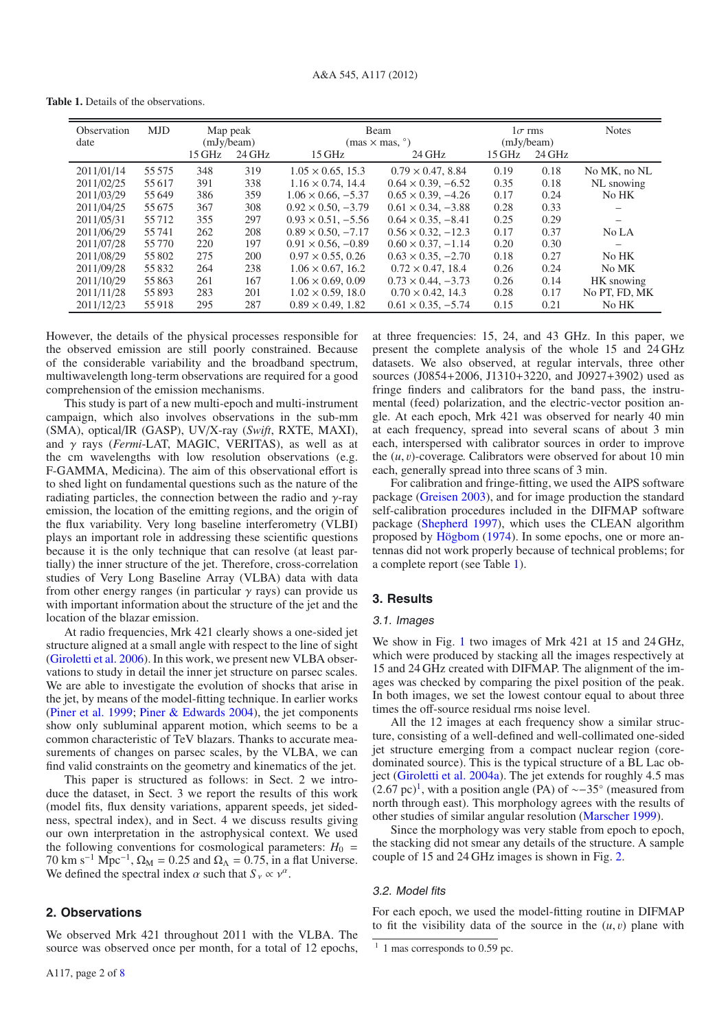**Table 1.** Details of the observations.

| Observation date | MJD | Map peak (mJy/beam) | | Beam (mas × mas, °) | | 1σ rms (mJy/beam) | | Notes |
|---|---|---|---|---|---|---|---|---|
| | | 15 GHz | 24 GHz | 15 GHz | 24 GHz | 15 GHz | 24 GHz | |
| 2011/01/14 | 55 575 | 348 | 319 | 1.05 × 0.65, 15.3 | 0.79 × 0.47, 8.84 | 0.19 | 0.18 | No MK, no NL |
| 2011/02/25 | 55 617 | 391 | 338 | 1.16 × 0.74, 14.4 | 0.64 × 0.39, −6.52 | 0.35 | 0.18 | NL snowing |
| 2011/03/29 | 55 649 | 386 | 359 | 1.06 × 0.66, −5.37 | 0.65 × 0.39, −4.26 | 0.17 | 0.24 | No HK |
| 2011/04/25 | 55 675 | 367 | 308 | 0.92 × 0.50, −3.79 | 0.61 × 0.34, −3.88 | 0.28 | 0.33 | – |
| 2011/05/31 | 55 712 | 355 | 297 | 0.93 × 0.51, −5.56 | 0.64 × 0.35, −8.41 | 0.25 | 0.29 | – |
| 2011/06/29 | 55 741 | 262 | 208 | 0.89 × 0.50, −7.17 | 0.56 × 0.32, −12.3 | 0.17 | 0.37 | No LA |
| 2011/07/28 | 55 770 | 220 | 197 | 0.91 × 0.56, −0.89 | 0.60 × 0.37, −1.14 | 0.20 | 0.30 | – |
| 2011/08/29 | 55 802 | 275 | 200 | 0.97 × 0.55, 0.26 | 0.63 × 0.35, −2.70 | 0.18 | 0.27 | No HK |
| 2011/09/28 | 55 832 | 264 | 238 | 1.06 × 0.67, 16.2 | 0.72 × 0.47, 18.4 | 0.26 | 0.24 | No MK |
| 2011/10/29 | 55 863 | 261 | 167 | 1.06 × 0.69, 0.09 | 0.73 × 0.44, −3.73 | 0.26 | 0.14 | HK snowing |
| 2011/11/28 | 55 893 | 283 | 201 | 1.02 × 0.59, 18.0 | 0.70 × 0.42, 14.3 | 0.28 | 0.17 | No PT, FD, MK |
| 2011/12/23 | 55 918 | 295 | 287 | 0.89 × 0.49, 1.82 | 0.61 × 0.35, −5.74 | 0.15 | 0.21 | No HK |

However, the details of the physical processes responsible for the observed emission are still poorly constrained. Because of the considerable variability and the broadband spectrum, multiwavelength long-term observations are required for a good comprehension of the emission mechanisms.

This study is part of a new multi-epoch and multi-instrument campaign, which also involves observations in the sub-mm (SMA), optical/IR (GASP), UV/X-ray (*Swift*, RXTE, MAXI), and $\gamma$ rays (*Fermi*-LAT, MAGIC, VERITAS), as well as at the cm wavelengths with low resolution observations (e.g. F-GAMMA, Medicina). The aim of this observational effort is to shed light on fundamental questions such as the nature of the radiating particles, the connection between the radio and $\gamma$-ray emission, the location of the emitting regions, and the origin of the flux variability. Very long baseline interferometry (VLBI) plays an important role in addressing these scientific questions because it is the only technique that can resolve (at least partially) the inner structure of the jet. Therefore, cross-correlation studies of Very Long Baseline Array (VLBA) data with data from other energy ranges (in particular $\gamma$ rays) can provide us with important information about the structure of the jet and the location of the blazar emission.

At radio frequencies, Mrk 421 clearly shows a one-sided jet structure aligned at a small angle with respect to the line of sight (Giroletti et al. 2006). In this work, we present new VLBA observations to study in detail the inner jet structure on parsec scales. We are able to investigate the evolution of shocks that arise in the jet, by means of the model-fitting technique. In earlier works (Piner et al. 1999; Piner & Edwards 2004), the jet components show only subluminal apparent motion, which seems to be a common characteristic of TeV blazars. Thanks to accurate measurements of changes on parsec scales, by the VLBA, we can find valid constraints on the geometry and kinematics of the jet.

This paper is structured as follows: in Sect. 2 we introduce the dataset, in Sect. 3 we report the results of this work (model fits, flux density variations, apparent speeds, jet sidedness, spectral index), and in Sect. 4 we discuss results giving our own interpretation in the astrophysical context. We used the following conventions for cosmological parameters: $H_0$ = 70 km s$^{-1}$ Mpc$^{-1}$, $\Omega_M$ = 0.25 and $\Omega_\Lambda$ = 0.75, in a flat Universe. We defined the spectral index $\alpha$ such that $S_\nu \propto \nu^\alpha$.

## 2. Observations

We observed Mrk 421 throughout 2011 with the VLBA. The source was observed once per month, for a total of 12 epochs, at three frequencies: 15, 24, and 43 GHz. In this paper, we present the complete analysis of the whole 15 and 24 GHz datasets. We also observed, at regular intervals, three other sources (J0854+2006, J1310+3220, and J0927+3902) used as fringe finders and calibrators for the band pass, the instrumental (feed) polarization, and the electric-vector position angle. At each epoch, Mrk 421 was observed for nearly 40 min at each frequency, spread into several scans of about 3 min each, interspersed with calibrator sources in order to improve the $(u, v)$-coverage. Calibrators were observed for about 10 min each, generally spread into three scans of 3 min.

For calibration and fringe-fitting, we used the AIPS software package (Greisen 2003), and for image production the standard self-calibration procedures included in the DIFMAP software package (Shepherd 1997), which uses the CLEAN algorithm proposed by Högbom (1974). In some epochs, one or more antennas did not work properly because of technical problems; for a complete report (see Table 1).

## 3. Results

### 3.1. Images

We show in Fig. 1 two images of Mrk 421 at 15 and 24 GHz, which were produced by stacking all the images respectively at 15 and 24 GHz created with DIFMAP. The alignment of the images was checked by comparing the pixel position of the peak. In both images, we set the lowest contour equal to about three times the off-source residual rms noise level.

All the 12 images at each frequency show a similar structure, consisting of a well-defined and well-collimated one-sided jet structure emerging from a compact nuclear region (core-dominated source). This is the typical structure of a BL Lac object (Giroletti et al. 2004a). The jet extends for roughly 4.5 mas (2.67 pc)[1], with a position angle (PA) of ∼−35° (measured from north through east). This morphology agrees with the results of other studies of similar angular resolution (Marscher 1999).

Since the morphology was very stable from epoch to epoch, the stacking did not smear any details of the structure. A sample couple of 15 and 24 GHz images is shown in Fig. 2.

### 3.2. Model fits

For each epoch, we used the model-fitting routine in DIFMAP to fit the visibility data of the source in the $(u, v)$ plane with

[1] 1 mas corresponds to 0.59 pc.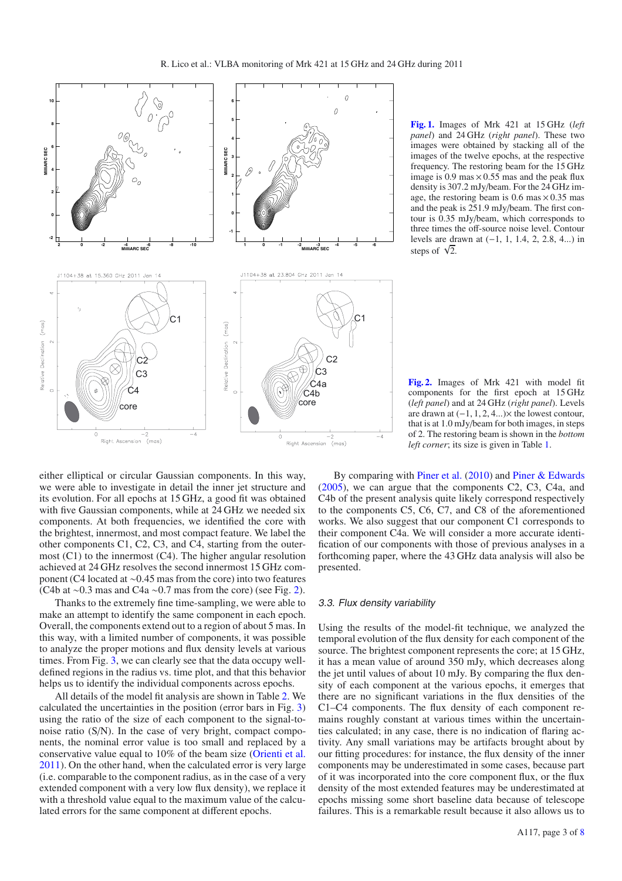**Fig. 1.** Images of Mrk 421 at 15 GHz (*left panel*) and 24 GHz (*right panel*). These two images were obtained by stacking all of the images of the twelve epochs, at the respective frequency. The restoring beam for the 15 GHz image is 0.9 mas × 0.55 mas and the peak flux density is 307.2 mJy/beam. For the 24 GHz image, the restoring beam is 0.6 mas × 0.35 mas and the peak is 251.9 mJy/beam. The first contour is 0.35 mJy/beam, which corresponds to three times the off-source noise level. Contour levels are drawn at (−1, 1, 1.4, 2, 2.8, 4...) in steps of $\sqrt{2}$.

**Fig. 2.** Images of Mrk 421 with model fit components for the first epoch at 15 GHz (*left panel*) and at 24 GHz (*right panel*). Levels are drawn at (−1, 1, 2, 4...)× the lowest contour, that is at 1.0 mJy/beam for both images, in steps of 2. The restoring beam is shown in the *bottom left corner*; its size is given in Table 1.

either elliptical or circular Gaussian components. In this way, we were able to investigate in detail the inner jet structure and its evolution. For all epochs at 15 GHz, a good fit was obtained with five Gaussian components, while at 24 GHz we needed six components. At both frequencies, we identified the core with the brightest, innermost, and most compact feature. We label the other components C1, C2, C3, and C4, starting from the outermost (C1) to the innermost (C4). The higher angular resolution achieved at 24 GHz resolves the second innermost 15 GHz component (C4 located at ~0.45 mas from the core) into two features (C4b at ~0.3 mas and C4a ~0.7 mas from the core) (see Fig. 2).

Thanks to the extremely fine time-sampling, we were able to make an attempt to identify the same component in each epoch. Overall, the components extend out to a region of about 5 mas. In this way, with a limited number of components, it was possible to analyze the proper motions and flux density levels at various times. From Fig. 3, we can clearly see that the data occupy well-defined regions in the radius vs. time plot, and that this behavior helps us to identify the individual components across epochs.

All details of the model fit analysis are shown in Table 2. We calculated the uncertainties in the position (error bars in Fig. 3) using the ratio of the size of each component to the signal-to-noise ratio (S/N). In the case of very bright, compact components, the nominal error value is too small and replaced by a conservative value equal to 10% of the beam size (Orienti et al. 2011). On the other hand, when the calculated error is very large (i.e. comparable to the component radius, as in the case of a very extended component with a very low flux density), we replace it with a threshold value equal to the maximum value of the calculated errors for the same component at different epochs.

By comparing with Piner et al. (2010) and Piner & Edwards (2005), we can argue that the components C2, C3, C4a, and C4b of the present analysis likely correspond respectively to the components C5, C6, C7, and C8 of the aforementioned works. We also suggest that our component C1 corresponds to their component C4a. We will consider a more accurate identification of our components with those of previous analyses in a forthcoming paper, where the 43 GHz data analysis will also be presented.

### 3.3. Flux density variability

Using the results of the model-fit technique, we analyzed the temporal evolution of the flux density for each component of the source. The brightest component represents the core; at 15 GHz, it has a mean value of around 350 mJy, which decreases along the jet until values of about 10 mJy. By comparing the flux density of each component at the various epochs, it emerges that there are no significant variations in the flux densities of the C1–C4 components. The flux density of each component remains roughly constant at various times within the uncertainties calculated; in any case, there is no indication of flaring activity. Any small variations may be artifacts brought about by our fitting procedures: for instance, the flux density of the inner components may be underestimated in some cases, because part of it was incorporated into the core component flux, or the flux density of the most extended features may be underestimated at epochs missing some short baseline data because of telescope failures. This is a remarkable result because it also allows us to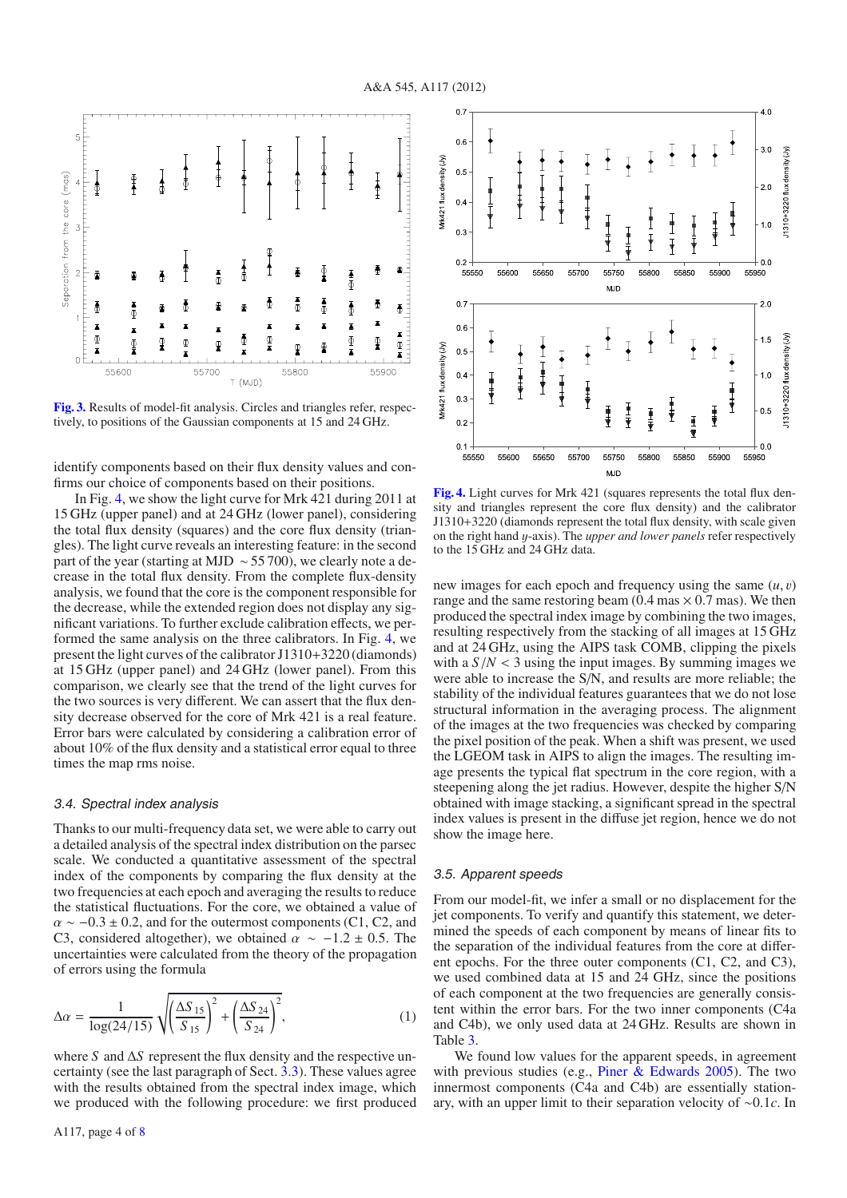**Fig. 3.** Results of model-fit analysis. Circles and triangles refer, respectively, to positions of the Gaussian components at 15 and 24 GHz.

identify components based on their flux density values and confirms our choice of components based on their positions.

In Fig. 4, we show the light curve for Mrk 421 during 2011 at 15 GHz (upper panel) and at 24 GHz (lower panel), considering the total flux density (squares) and the core flux density (triangles). The light curve reveals an interesting feature: in the second part of the year (starting at MJD $\sim 55\,700$), we clearly note a decrease in the total flux density. From the complete flux-density analysis, we found that the core is the component responsible for the decrease, while the extended region does not display any significant variations. To further exclude calibration effects, we performed the same analysis on the three calibrators. In Fig. 4, we present the light curves of the calibrator J1310+3220 (diamonds) at 15 GHz (upper panel) and 24 GHz (lower panel). From this comparison, we clearly see that the trend of the light curves for the two sources is very different. We can assert that the flux density decrease observed for the core of Mrk 421 is a real feature. Error bars were calculated by considering a calibration error of about 10% of the flux density and a statistical error equal to three times the map rms noise.

### 3.4. Spectral index analysis

Thanks to our multi-frequency data set, we were able to carry out a detailed analysis of the spectral index distribution on the parsec scale. We conducted a quantitative assessment of the spectral index of the components by comparing the flux density at the two frequencies at each epoch and averaging the results to reduce the statistical fluctuations. For the core, we obtained a value of $\alpha \sim -0.3 \pm 0.2$, and for the outermost components (C1, C2, and C3, considered altogether), we obtained $\alpha \sim -1.2 \pm 0.5$. The uncertainties were calculated from the theory of the propagation of errors using the formula

$$\Delta\alpha = \frac{1}{\log(24/15)} \sqrt{\left(\frac{\Delta S_{15}}{S_{15}}\right)^2 + \left(\frac{\Delta S_{24}}{S_{24}}\right)^2}, \tag{1}$$

where $S$ and $\Delta S$ represent the flux density and the respective uncertainty (see the last paragraph of Sect. 3.3). These values agree with the results obtained from the spectral index image, which we produced with the following procedure: we first produced new images for each epoch and frequency using the same $(u, v)$ range and the same restoring beam (0.4 mas $\times$ 0.7 mas). We then produced the spectral index image by combining the two images, resulting respectively from the stacking of all images at 15 GHz and at 24 GHz, using the AIPS task COMB, clipping the pixels with a $S/N < 3$ using the input images. By summing images we were able to increase the S/N, and results are more reliable; the stability of the individual features guarantees that we do not lose structural information in the averaging process. The alignment of the images at the two frequencies was checked by comparing the pixel position of the peak. When a shift was present, we used the LGEOM task in AIPS to align the images. The resulting image presents the typical flat spectrum in the core region, with a steepening along the jet radius. However, despite the higher S/N obtained with image stacking, a significant spread in the spectral index values is present in the diffuse jet region, hence we do not show the image here.

**Fig. 4.** Light curves for Mrk 421 (squares represents the total flux density and triangles represent the core flux density) and the calibrator J1310+3220 (diamonds represent the total flux density, with scale given on the right hand $y$-axis). The *upper and lower panels* refer respectively to the 15 GHz and 24 GHz data.

### 3.5. Apparent speeds

From our model-fit, we infer a small or no displacement for the jet components. To verify and quantify this statement, we determined the speeds of each component by means of linear fits to the separation of the individual features from the core at different epochs. For the three outer components (C1, C2, and C3), we used combined data at 15 and 24 GHz, since the positions of each component at the two frequencies are generally consistent within the error bars. For the two inner components (C4a and C4b), we only used data at 24 GHz. Results are shown in Table 3.

We found low values for the apparent speeds, in agreement with previous studies (e.g., Piner & Edwards 2005). The two innermost components (C4a and C4b) are essentially stationary, with an upper limit to their separation velocity of $\sim 0.1c$. In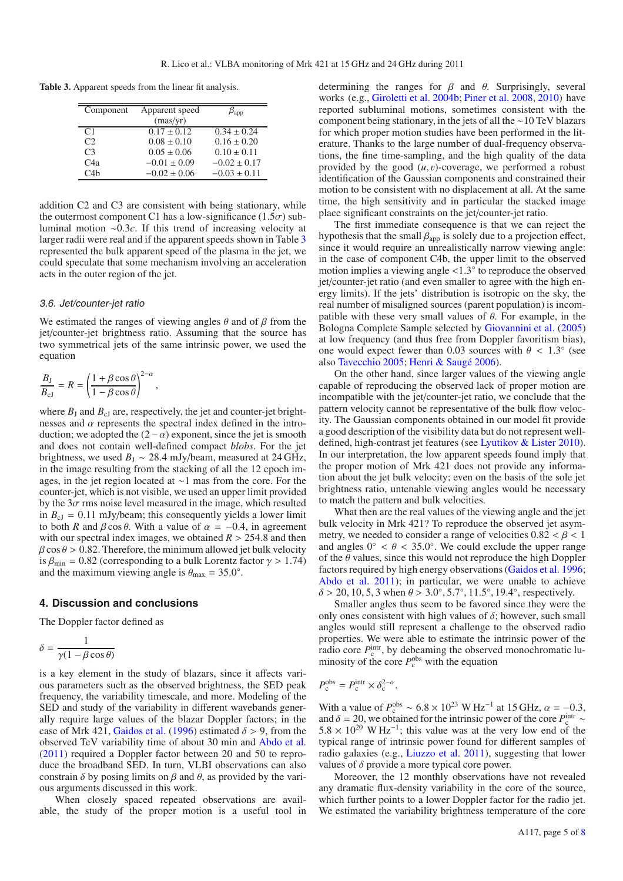**Table 3.** Apparent speeds from the linear fit analysis.

| Component | Apparent speed (mas/yr) | $\beta_{\rm app}$ |
|---|---|---|
| C1 | $0.17 \pm 0.12$ | $0.34 \pm 0.24$ |
| C2 | $0.08 \pm 0.10$ | $0.16 \pm 0.20$ |
| C3 | $0.05 \pm 0.06$ | $0.10 \pm 0.11$ |
| C4a | $-0.01 \pm 0.09$ | $-0.02 \pm 0.17$ |
| C4b | $-0.02 \pm 0.06$ | $-0.03 \pm 0.11$ |

addition C2 and C3 are consistent with being stationary, while the outermost component C1 has a low-significance ($1.5\sigma$) subluminal motion $\sim 0.3c$. If this trend of increasing velocity at larger radii were real and if the apparent speeds shown in Table 3 represented the bulk apparent speed of the plasma in the jet, we could speculate that some mechanism involving an acceleration acts in the outer region of the jet.

### 3.6. Jet/counter-jet ratio

We estimated the ranges of viewing angles $\theta$ and of $\beta$ from the jet/counter-jet brightness ratio. Assuming that the source has two symmetrical jets of the same intrinsic power, we used the equation

$$\frac{B_{\rm J}}{B_{\rm cJ}} = R = \left(\frac{1+\beta\cos\theta}{1-\beta\cos\theta}\right)^{2-\alpha},$$

where $B_{\rm J}$ and $B_{\rm cJ}$ are, respectively, the jet and counter-jet brightnesses and $\alpha$ represents the spectral index defined in the introduction; we adopted the $(2-\alpha)$ exponent, since the jet is smooth and does not contain well-defined compact *blobs*. For the jet brightness, we used $B_{\rm J} \sim 28.4$ mJy/beam, measured at 24 GHz, in the image resulting from the stacking of all the 12 epoch images, in the jet region located at $\sim$1 mas from the core. For the counter-jet, which is not visible, we used an upper limit provided by the $3\sigma$ rms noise level measured in the image, which resulted in $B_{\rm cJ} = 0.11$ mJy/beam; this consequently yields a lower limit to both $R$ and $\beta\cos\theta$. With a value of $\alpha = -0.4$, in agreement with our spectral index images, we obtained $R > 254.8$ and then $\beta\cos\theta > 0.82$. Therefore, the minimum allowed jet bulk velocity is $\beta_{\rm min} = 0.82$ (corresponding to a bulk Lorentz factor $\gamma > 1.74$) and the maximum viewing angle is $\theta_{\rm max} = 35.0°$.

## 4. Discussion and conclusions

The Doppler factor defined as

$$\delta = \frac{1}{\gamma(1-\beta\cos\theta)}$$

is a key element in the study of blazars, since it affects various parameters such as the observed brightness, the SED peak frequency, the variability timescale, and more. Modeling of the SED and study of the variability in different wavebands generally require large values of the blazar Doppler factors; in the case of Mrk 421, Gaidos et al. (1996) estimated $\delta > 9$, from the observed TeV variability time of about 30 min and Abdo et al. (2011) required a Doppler factor between 20 and 50 to reproduce the broadband SED. In turn, VLBI observations can also constrain $\delta$ by posing limits on $\beta$ and $\theta$, as provided by the various arguments discussed in this work.

When closely spaced repeated observations are available, the study of the proper motion is a useful tool in determining the ranges for $\beta$ and $\theta$. Surprisingly, several works (e.g., Giroletti et al. 2004b; Piner et al. 2008, 2010) have reported subluminal motions, sometimes consistent with the component being stationary, in the jets of all the $\sim$10 TeV blazars for which proper motion studies have been performed in the literature. Thanks to the large number of dual-frequency observations, the fine time-sampling, and the high quality of the data provided by the good $(u, v)$-coverage, we performed a robust identification of the Gaussian components and constrained their motion to be consistent with no displacement at all. At the same time, the high sensitivity and in particular the stacked image place significant constraints on the jet/counter-jet ratio.

The first immediate consequence is that we can reject the hypothesis that the small $\beta_{\rm app}$ is solely due to a projection effect, since it would require an unrealistically narrow viewing angle: in the case of component C4b, the upper limit to the observed motion implies a viewing angle $<1.3°$ to reproduce the observed jet/counter-jet ratio (and even smaller to agree with the high energy limits). If the jets' distribution is isotropic on the sky, the real number of misaligned sources (parent population) is incompatible with these very small values of $\theta$. For example, in the Bologna Complete Sample selected by Giovannini et al. (2005) at low frequency (and thus free from Doppler favoritism bias), one would expect fewer than 0.03 sources with $\theta < 1.3°$ (see also Tavecchio 2005; Henri & Saugé 2006).

On the other hand, since larger values of the viewing angle capable of reproducing the observed lack of proper motion are incompatible with the jet/counter-jet ratio, we conclude that the pattern velocity cannot be representative of the bulk flow velocity. The Gaussian components obtained in our model fit provide a good description of the visibility data but do not represent well-defined, high-contrast jet features (see Lyutikov & Lister 2010). In our interpretation, the low apparent speeds found imply that the proper motion of Mrk 421 does not provide any information about the jet bulk velocity; even on the basis of the sole jet brightness ratio, untenable viewing angles would be necessary to match the pattern and bulk velocities.

What then are the real values of the viewing angle and the jet bulk velocity in Mrk 421? To reproduce the observed jet asymmetry, we needed to consider a range of velocities $0.82 < \beta < 1$ and angles $0° < \theta < 35.0°$. We could exclude the upper range of the $\theta$ values, since this would not reproduce the high Doppler factors required by high energy observations (Gaidos et al. 1996; Abdo et al. 2011); in particular, we were unable to achieve $\delta > 20, 10, 5, 3$ when $\theta > 3.0°, 5.7°, 11.5°, 19.4°$, respectively.

Smaller angles thus seem to be favored since they were the only ones consistent with high values of $\delta$; however, such small angles would still represent a challenge to the observed radio properties. We were able to estimate the intrinsic power of the radio core $P_{\rm c}^{\rm intr}$, by debeaming the observed monochromatic luminosity of the core $P_{\rm c}^{\rm obs}$ with the equation

$$P_{\rm c}^{\rm obs} = P_{\rm c}^{\rm intr} \times \delta_{\rm c}^{2-\alpha}.$$

With a value of $P_{\rm c}^{\rm obs} \sim 6.8 \times 10^{23}$ W Hz$^{-1}$ at 15 GHz, $\alpha = -0.3$, and $\delta = 20$, we obtained for the intrinsic power of the core $P_{\rm c}^{\rm intr} \sim 5.8 \times 10^{20}$ W Hz$^{-1}$; this value was at the very low end of the typical range of intrinsic power found for different samples of radio galaxies (e.g., Liuzzo et al. 2011), suggesting that lower values of $\delta$ provide a more typical core power.

Moreover, the 12 monthly observations have not revealed any dramatic flux-density variability in the core of the source, which further points to a lower Doppler factor for the radio jet. We estimated the variability brightness temperature of the core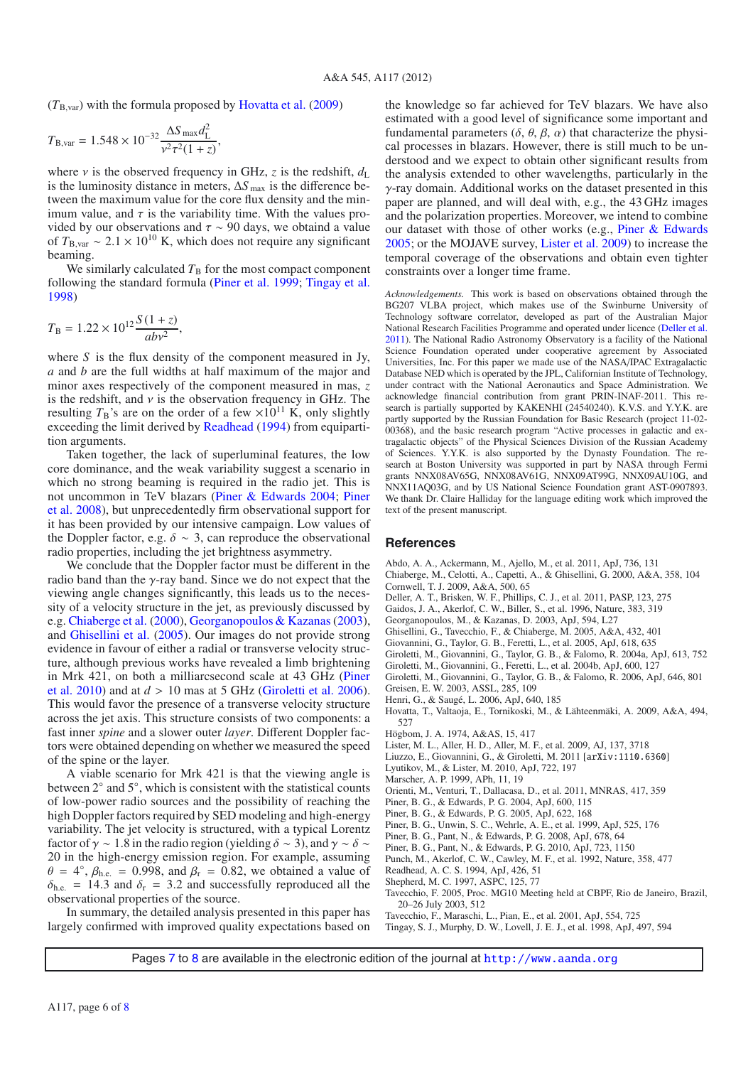($T_{\rm B,var}$) with the formula proposed by Hovatta et al. (2009)

$$T_{\rm B,var} = 1.548 \times 10^{-32} \frac{\Delta S_{\rm max} d_{\rm L}^2}{\nu^2 \tau^2 (1+z)},$$

where $\nu$ is the observed frequency in GHz, $z$ is the redshift, $d_{\rm L}$ is the luminosity distance in meters, $\Delta S_{\rm max}$ is the difference between the maximum value for the core flux density and the minimum value, and $\tau$ is the variability time. With the values provided by our observations and $\tau \sim 90$ days, we obtaind a value of $T_{\rm B,var} \sim 2.1 \times 10^{10}$ K, which does not require any significant beaming.

We similarly calculated $T_{\rm B}$ for the most compact component following the standard formula (Piner et al. 1999; Tingay et al. 1998)

$$T_{\rm B} = 1.22 \times 10^{12} \frac{S(1+z)}{ab\nu^2},$$

where $S$ is the flux density of the component measured in Jy, $a$ and $b$ are the full widths at half maximum of the major and minor axes respectively of the component measured in mas, $z$ is the redshift, and $\nu$ is the observation frequency in GHz. The resulting $T_{\rm B}$'s are on the order of a few $\times 10^{11}$ K, only slightly exceeding the limit derived by Readhead (1994) from equipartition arguments.

Taken together, the lack of superluminal features, the low core dominance, and the weak variability suggest a scenario in which no strong beaming is required in the radio jet. This is not uncommon in TeV blazars (Piner & Edwards 2004; Piner et al. 2008), but unprecedentedly firm observational support for it has been provided by our intensive campaign. Low values of the Doppler factor, e.g. $\delta \sim 3$, can reproduce the observational radio properties, including the jet brightness asymmetry.

We conclude that the Doppler factor must be different in the radio band than the $\gamma$-ray band. Since we do not expect that the viewing angle changes significantly, this leads us to the necessity of a velocity structure in the jet, as previously discussed by e.g. Chiaberge et al. (2000), Georganopoulos & Kazanas (2003), and Ghisellini et al. (2005). Our images do not provide strong evidence in favour of either a radial or transverse velocity structure, although previous works have revealed a limb brightening in Mrk 421, on both a milliarcsecond scale at 43 GHz (Piner et al. 2010) and at $d > 10$ mas at 5 GHz (Giroletti et al. 2006). This would favor the presence of a transverse velocity structure across the jet axis. This structure consists of two components: a fast inner *spine* and a slower outer *layer*. Different Doppler factors were obtained depending on whether we measured the speed of the spine or the layer.

A viable scenario for Mrk 421 is that the viewing angle is between 2° and 5°, which is consistent with the statistical counts of low-power radio sources and the possibility of reaching the high Doppler factors required by SED modeling and high-energy variability. The jet velocity is structured, with a typical Lorentz factor of $\gamma \sim 1.8$ in the radio region (yielding $\delta \sim 3$), and $\gamma \sim \delta \sim 20$ in the high-energy emission region. For example, assuming $\theta = 4°$, $\beta_{\rm h.e.} = 0.998$, and $\beta_{\rm r} = 0.82$, we obtained a value of $\delta_{\rm h.e.} = 14.3$ and $\delta_{\rm r} = 3.2$ and successfully reproduced all the observational properties of the source.

In summary, the detailed analysis presented in this paper has largely confirmed with improved quality expectations based on the knowledge so far achieved for TeV blazars. We have also estimated with a good level of significance some important and fundamental parameters ($\delta$, $\theta$, $\beta$, $\alpha$) that characterize the physical processes in blazars. However, there is still much to be understood and we expect to obtain other significant results from the analysis extended to other wavelengths, particularly in the $\gamma$-ray domain. Additional works on the dataset presented in this paper are planned, and will deal with, e.g., the 43 GHz images and the polarization properties. Moreover, we intend to combine our dataset with those of other works (e.g., Piner & Edwards 2005; or the MOJAVE survey, Lister et al. 2009) to increase the temporal coverage of the observations and obtain even tighter constraints over a longer time frame.

*Acknowledgements.* This work is based on observations obtained through the BG207 VLBA project, which makes use of the Swinburne University of Technology software correlator, developed as part of the Australian Major National Research Facilities Programme and operated under licence (Deller et al. 2011). The National Radio Astronomy Observatory is a facility of the National Science Foundation operated under cooperative agreement by Associated Universities, Inc. For this paper we made use of the NASA/IPAC Extragalactic Database NED which is operated by the JPL, Californian Institute of Technology, under contract with the National Aeronautics and Space Administration. We acknowledge financial contribution from grant PRIN-INAF-2011. This research is partially supported by KAKENHI (24540240). K.V.S. and Y.Y.K. are partly supported by the Russian Foundation for Basic Research (project 11-02-00368), and the basic research program "Active processes in galactic and extragalactic objects" of the Physical Sciences Division of the Russian Academy of Sciences. Y.Y.K. is also supported by the Dynasty Foundation. The research at Boston University was supported in part by NASA through Fermi grants NNX08AV65G, NNX08AV61G, NNX09AT99G, NNX09AU10G, and NNX11AQ03G, and by US National Science Foundation grant AST-0907893. We thank Dr. Claire Halliday for the language editing work which improved the text of the present manuscript.

## References

Abdo, A. A., Ackermann, M., Ajello, M., et al. 2011, ApJ, 736, 131
Chiaberge, M., Celotti, A., Capetti, A., & Ghisellini, G. 2000, A&A, 358, 104
Cornwell, T. J. 2009, A&A, 500, 65
Deller, A. T., Brisken, W. F., Phillips, C. J., et al. 2011, PASP, 123, 275
Gaidos, J. A., Akerlof, C. W., Biller, S., et al. 1996, Nature, 383, 319
Georganopoulos, M., & Kazanas, D. 2003, ApJ, 594, L27
Ghisellini, G., Tavecchio, F., & Chiaberge, M. 2005, A&A, 432, 401
Giovannini, G., Taylor, G. B., Feretti, L., et al. 2005, ApJ, 618, 635
Giroletti, M., Giovannini, G., Taylor, G. B., & Falomo, R. 2004a, ApJ, 613, 752
Giroletti, M., Giovannini, G., Feretti, L., et al. 2004b, ApJ, 600, 127
Giroletti, M., Giovannini, G., Taylor, G. B., & Falomo, R. 2006, ApJ, 646, 801
Greisen, E. W. 2003, ASSL, 285, 109
Henri, G., & Saugé, L. 2006, ApJ, 640, 185
Hovatta, T., Valtaoja, E., Tornikoski, M., & Lähteenmäki, A. 2009, A&A, 494, 527
Högbom, J. A. 1974, A&AS, 15, 417
Lister, M. L., Aller, H. D., Aller, M. F., et al. 2009, AJ, 137, 3718
Liuzzo, E., Giovannini, G., & Giroletti, M. 2011 [arXiv:1110.6360]
Lyutikov, M., & Lister, M. 2010, ApJ, 722, 197
Marscher, A. P. 1999, APh, 11, 19
Orienti, M., Venturi, T., Dallacasa, D., et al. 2011, MNRAS, 417, 359
Piner, B. G., & Edwards, P. G. 2004, ApJ, 600, 115
Piner, B. G., & Edwards, P. G. 2005, ApJ, 622, 168
Piner, B. G., Unwin, S. C., Wehrle, A. E., et al. 1999, ApJ, 525, 176
Piner, B. G., Pant, N., & Edwards, P. G. 2008, ApJ, 678, 64
Piner, B. G., Pant, N., & Edwards, P. G. 2010, ApJ, 723, 1150
Punch, M., Akerlof, C. W., Cawley, M. F., et al. 1992, Nature, 358, 477
Readhead, A. C. S. 1994, ApJ, 426, 51
Shepherd, M. C. 1997, ASPC, 125, 77
Tavecchio, F. 2005, Proc. MG10 Meeting held at CBPF, Rio de Janeiro, Brazil, 20–26 July 2003, 512
Tavecchio, F., Maraschi, L., Pian, E., et al. 2001, ApJ, 554, 725
Tingay, S. J., Murphy, D. W., Lovell, J. E. J., et al. 1998, ApJ, 497, 594

Pages 7 to 8 are available in the electronic edition of the journal at http://www.aanda.org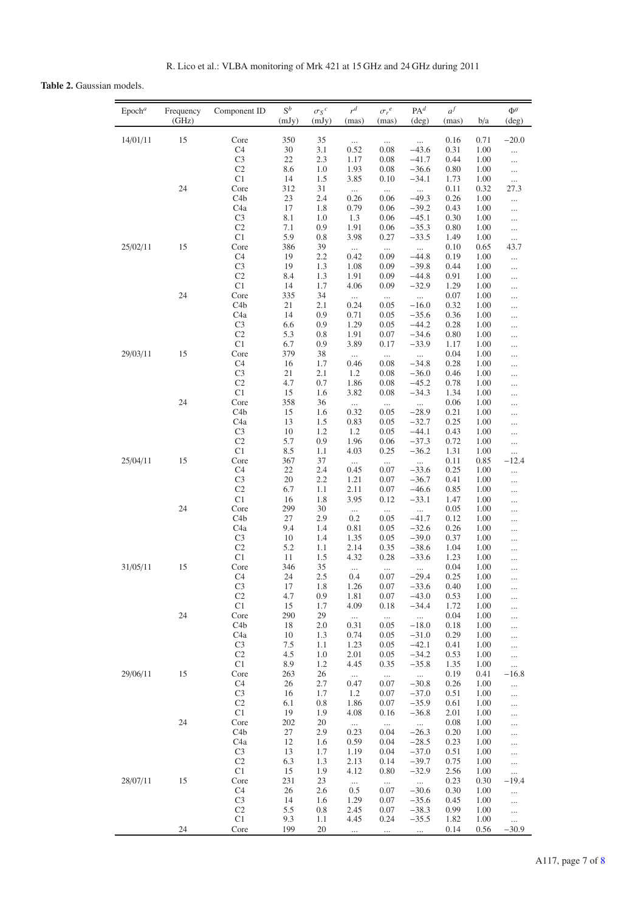**Table 2.** Gaussian models.

| Epoch[a] | Frequency (GHz) | Component ID | S[b] (mJy) | $\sigma_S$[c] (mJy) | $r$[d] (mas) | $\sigma_r$[e] (mas) | PA[d] (deg) | $a$[f] (mas) | b/a | $\Phi$[g] (deg) |
|---|---|---|---|---|---|---|---|---|---|---|
| 14/01/11 | 15 | Core | 350 | 35 | ... | ... | ... | 0.16 | 0.71 | −20.0 |
| | | C4 | 30 | 3.1 | 0.52 | 0.08 | −43.6 | 0.31 | 1.00 | ... |
| | | C3 | 22 | 2.3 | 1.17 | 0.08 | −41.7 | 0.44 | 1.00 | ... |
| | | C2 | 8.6 | 1.0 | 1.93 | 0.08 | −36.6 | 0.80 | 1.00 | ... |
| | | C1 | 14 | 1.5 | 3.85 | 0.10 | −34.1 | 1.73 | 1.00 | ... |
| | 24 | Core | 312 | 31 | ... | ... | ... | 0.11 | 0.32 | 27.3 |
| | | C4b | 23 | 2.4 | 0.26 | 0.06 | −49.3 | 0.26 | 1.00 | ... |
| | | C4a | 17 | 1.8 | 0.79 | 0.06 | −39.2 | 0.43 | 1.00 | ... |
| | | C3 | 8.1 | 1.0 | 1.3 | 0.06 | −45.1 | 0.30 | 1.00 | ... |
| | | C2 | 7.1 | 0.9 | 1.91 | 0.06 | −35.3 | 0.80 | 1.00 | ... |
| | | C1 | 5.9 | 0.8 | 3.98 | 0.27 | −33.5 | 1.49 | 1.00 | ... |
| 25/02/11 | 15 | Core | 386 | 39 | ... | ... | ... | 0.10 | 0.65 | 43.7 |
| | | C4 | 19 | 2.2 | 0.42 | 0.09 | −44.8 | 0.19 | 1.00 | ... |
| | | C3 | 19 | 1.3 | 1.08 | 0.09 | −39.8 | 0.44 | 1.00 | ... |
| | | C2 | 8.4 | 1.3 | 1.91 | 0.09 | −44.8 | 0.91 | 1.00 | ... |
| | | C1 | 14 | 1.7 | 4.06 | 0.09 | −32.9 | 1.29 | 1.00 | ... |
| | 24 | Core | 335 | 34 | ... | ... | ... | 0.07 | 1.00 | ... |
| | | C4b | 21 | 2.1 | 0.24 | 0.05 | −16.0 | 0.32 | 1.00 | ... |
| | | C4a | 14 | 0.9 | 0.71 | 0.05 | −35.6 | 0.36 | 1.00 | ... |
| | | C3 | 6.6 | 0.9 | 1.29 | 0.05 | −44.2 | 0.28 | 1.00 | ... |
| | | C2 | 5.3 | 0.8 | 1.91 | 0.07 | −34.6 | 0.80 | 1.00 | ... |
| | | C1 | 6.7 | 0.9 | 3.89 | 0.17 | −33.9 | 1.17 | 1.00 | ... |
| 29/03/11 | 15 | Core | 379 | 38 | ... | ... | ... | 0.04 | 1.00 | ... |
| | | C4 | 16 | 1.7 | 0.46 | 0.08 | −34.8 | 0.28 | 1.00 | ... |
| | | C3 | 21 | 2.1 | 1.2 | 0.08 | −36.0 | 0.46 | 1.00 | ... |
| | | C2 | 4.7 | 0.7 | 1.86 | 0.08 | −45.2 | 0.78 | 1.00 | ... |
| | | C1 | 15 | 1.6 | 3.82 | 0.08 | −34.3 | 1.34 | 1.00 | ... |
| | 24 | Core | 358 | 36 | ... | ... | ... | 0.06 | 1.00 | ... |
| | | C4b | 15 | 1.6 | 0.32 | 0.05 | −28.9 | 0.21 | 1.00 | ... |
| | | C4a | 13 | 1.5 | 0.83 | 0.05 | −32.7 | 0.25 | 1.00 | ... |
| | | C3 | 10 | 1.2 | 1.2 | 0.05 | −44.1 | 0.43 | 1.00 | ... |
| | | C2 | 5.7 | 0.9 | 1.96 | 0.06 | −37.3 | 0.72 | 1.00 | ... |
| | | C1 | 8.5 | 1.1 | 4.03 | 0.25 | −36.2 | 1.31 | 1.00 | ... |
| 25/04/11 | 15 | Core | 367 | 37 | ... | ... | ... | 0.11 | 0.85 | −12.4 |
| | | C4 | 22 | 2.4 | 0.45 | 0.07 | −33.6 | 0.25 | 1.00 | ... |
| | | C3 | 20 | 2.2 | 1.21 | 0.07 | −36.7 | 0.41 | 1.00 | ... |
| | | C2 | 6.7 | 1.1 | 2.11 | 0.07 | −46.6 | 0.85 | 1.00 | ... |
| | | C1 | 16 | 1.8 | 3.95 | 0.12 | −33.1 | 1.47 | 1.00 | ... |
| | 24 | Core | 299 | 30 | ... | ... | ... | 0.05 | 1.00 | ... |
| | | C4b | 27 | 2.9 | 0.2 | 0.05 | −41.7 | 0.12 | 1.00 | ... |
| | | C4a | 9.4 | 1.4 | 0.81 | 0.05 | −32.6 | 0.26 | 1.00 | ... |
| | | C3 | 10 | 1.4 | 1.35 | 0.05 | −39.0 | 0.37 | 1.00 | ... |
| | | C2 | 5.2 | 1.1 | 2.14 | 0.35 | −38.6 | 1.04 | 1.00 | ... |
| | | C1 | 11 | 1.5 | 4.32 | 0.28 | −33.6 | 1.23 | 1.00 | ... |
| 31/05/11 | 15 | Core | 346 | 35 | ... | ... | ... | 0.04 | 1.00 | ... |
| | | C4 | 24 | 2.5 | 0.4 | 0.07 | −29.4 | 0.25 | 1.00 | ... |
| | | C3 | 17 | 1.8 | 1.26 | 0.07 | −33.6 | 0.40 | 1.00 | ... |
| | | C2 | 4.7 | 0.9 | 1.81 | 0.07 | −43.0 | 0.53 | 1.00 | ... |
| | | C1 | 15 | 1.7 | 4.09 | 0.18 | −34.4 | 1.72 | 1.00 | ... |
| | 24 | Core | 290 | 29 | ... | ... | ... | 0.04 | 1.00 | ... |
| | | C4b | 18 | 2.0 | 0.31 | 0.05 | −18.0 | 0.18 | 1.00 | ... |
| | | C4a | 10 | 1.3 | 0.74 | 0.05 | −31.0 | 0.29 | 1.00 | ... |
| | | C3 | 7.5 | 1.1 | 1.23 | 0.05 | −42.1 | 0.41 | 1.00 | ... |
| | | C2 | 4.5 | 1.0 | 2.01 | 0.05 | −34.2 | 0.53 | 1.00 | ... |
| | | C1 | 8.9 | 1.2 | 4.45 | 0.35 | −35.8 | 1.35 | 1.00 | ... |
| 29/06/11 | 15 | Core | 263 | 26 | ... | ... | ... | 0.19 | 0.41 | −16.8 |
| | | C4 | 26 | 2.7 | 0.47 | 0.07 | −30.8 | 0.26 | 1.00 | ... |
| | | C3 | 16 | 1.7 | 1.2 | 0.07 | −37.0 | 0.51 | 1.00 | ... |
| | | C2 | 6.1 | 0.8 | 1.86 | 0.07 | −35.9 | 0.61 | 1.00 | ... |
| | | C1 | 19 | 1.9 | 4.08 | 0.16 | −36.8 | 2.01 | 1.00 | ... |
| | 24 | Core | 202 | 20 | ... | ... | ... | 0.08 | 1.00 | ... |
| | | C4b | 27 | 2.9 | 0.23 | 0.04 | −26.3 | 0.20 | 1.00 | ... |
| | | C4a | 12 | 1.6 | 0.59 | 0.04 | −28.5 | 0.23 | 1.00 | ... |
| | | C3 | 13 | 1.7 | 1.19 | 0.04 | −37.0 | 0.51 | 1.00 | ... |
| | | C2 | 6.3 | 1.3 | 2.13 | 0.14 | −39.7 | 0.75 | 1.00 | ... |
| | | C1 | 15 | 1.9 | 4.12 | 0.80 | −32.9 | 2.56 | 1.00 | ... |
| 28/07/11 | 15 | Core | 231 | 23 | ... | ... | ... | 0.23 | 0.30 | −19.4 |
| | | C4 | 26 | 2.6 | 0.5 | 0.07 | −30.6 | 0.30 | 1.00 | ... |
| | | C3 | 14 | 1.6 | 1.29 | 0.07 | −35.6 | 0.45 | 1.00 | ... |
| | | C2 | 5.5 | 0.8 | 2.45 | 0.07 | −38.3 | 0.99 | 1.00 | ... |
| | | C1 | 9.3 | 1.1 | 4.45 | 0.24 | −35.5 | 1.82 | 1.00 | ... |
| | 24 | Core | 199 | 20 | ... | ... | ... | 0.14 | 0.56 | −30.9 |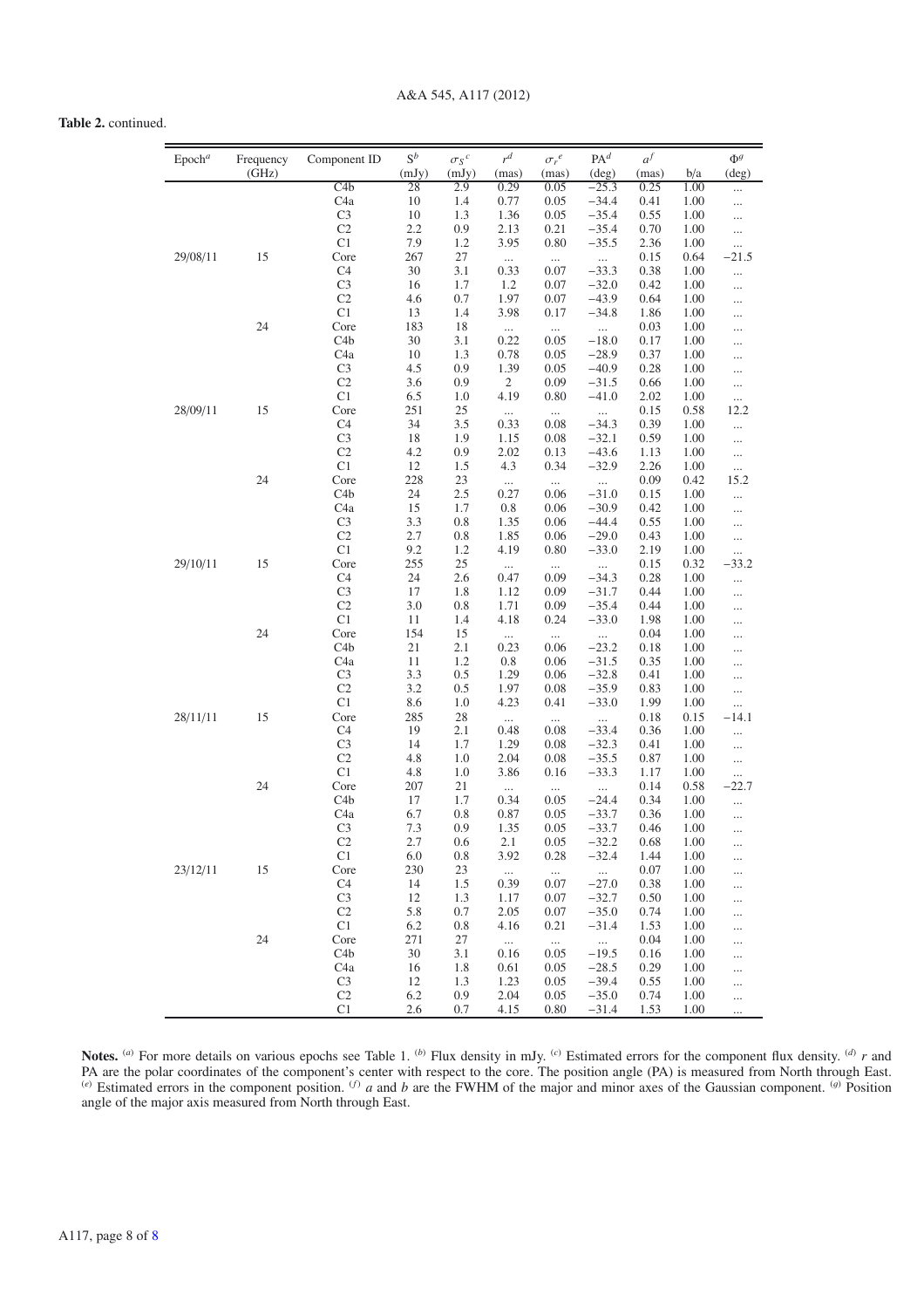**Table 2.** continued.

| Epoch[a] | Frequency (GHz) | Component ID | S[b] (mJy) | $\sigma_S$[c] (mJy) | r[d] (mas) | $\sigma_r$[e] (mas) | PA[d] (deg) | a[f] (mas) | b/a | Φ[g] (deg) |
|---|---|---|---|---|---|---|---|---|---|---|
| | | C4b | 28 | 2.9 | 0.29 | 0.05 | −25.3 | 0.25 | 1.00 | ... |
| | | C4a | 10 | 1.4 | 0.77 | 0.05 | −34.4 | 0.41 | 1.00 | ... |
| | | C3 | 10 | 1.3 | 1.36 | 0.05 | −35.4 | 0.55 | 1.00 | ... |
| | | C2 | 2.2 | 0.9 | 2.13 | 0.21 | −35.4 | 0.70 | 1.00 | ... |
| | | C1 | 7.9 | 1.2 | 3.95 | 0.80 | −35.5 | 2.36 | 1.00 | ... |
| 29/08/11 | 15 | Core | 267 | 27 | ... | ... | ... | 0.15 | 0.64 | −21.5 |
| | | C4 | 30 | 3.1 | 0.33 | 0.07 | −33.3 | 0.38 | 1.00 | ... |
| | | C3 | 16 | 1.7 | 1.2 | 0.07 | −32.0 | 0.42 | 1.00 | ... |
| | | C2 | 4.6 | 0.7 | 1.97 | 0.07 | −43.9 | 0.64 | 1.00 | ... |
| | | C1 | 13 | 1.4 | 3.98 | 0.17 | −34.8 | 1.86 | 1.00 | ... |
| | 24 | Core | 183 | 18 | ... | ... | ... | 0.03 | 1.00 | ... |
| | | C4b | 30 | 3.1 | 0.22 | 0.05 | −18.0 | 0.17 | 1.00 | ... |
| | | C4a | 10 | 1.3 | 0.78 | 0.05 | −28.9 | 0.37 | 1.00 | ... |
| | | C3 | 4.5 | 0.9 | 1.39 | 0.05 | −40.9 | 0.28 | 1.00 | ... |
| | | C2 | 3.6 | 0.9 | 2 | 0.09 | −31.5 | 0.66 | 1.00 | ... |
| | | C1 | 6.5 | 1.0 | 4.19 | 0.80 | −41.0 | 2.02 | 1.00 | ... |
| 28/09/11 | 15 | Core | 251 | 25 | ... | ... | ... | 0.15 | 0.58 | 12.2 |
| | | C4 | 34 | 3.5 | 0.33 | 0.08 | −34.3 | 0.39 | 1.00 | ... |
| | | C3 | 18 | 1.9 | 1.15 | 0.08 | −32.1 | 0.59 | 1.00 | ... |
| | | C2 | 4.2 | 0.9 | 2.02 | 0.13 | −43.6 | 1.13 | 1.00 | ... |
| | | C1 | 12 | 1.5 | 4.3 | 0.34 | −32.9 | 2.26 | 1.00 | ... |
| | 24 | Core | 228 | 23 | ... | ... | ... | 0.09 | 0.42 | 15.2 |
| | | C4b | 24 | 2.5 | 0.27 | 0.06 | −31.0 | 0.15 | 1.00 | ... |
| | | C4a | 15 | 1.7 | 0.8 | 0.06 | −30.9 | 0.42 | 1.00 | ... |
| | | C3 | 3.3 | 0.8 | 1.35 | 0.06 | −44.4 | 0.55 | 1.00 | ... |
| | | C2 | 2.7 | 0.8 | 1.85 | 0.06 | −29.0 | 0.43 | 1.00 | ... |
| | | C1 | 9.2 | 1.2 | 4.19 | 0.80 | −33.0 | 2.19 | 1.00 | ... |
| 29/10/11 | 15 | Core | 255 | 25 | ... | ... | ... | 0.15 | 0.32 | −33.2 |
| | | C4 | 24 | 2.6 | 0.47 | 0.09 | −34.3 | 0.28 | 1.00 | ... |
| | | C3 | 17 | 1.8 | 1.12 | 0.09 | −31.7 | 0.44 | 1.00 | ... |
| | | C2 | 3.0 | 0.8 | 1.71 | 0.09 | −35.4 | 0.44 | 1.00 | ... |
| | | C1 | 11 | 1.4 | 4.18 | 0.24 | −33.0 | 1.98 | 1.00 | ... |
| | 24 | Core | 154 | 15 | ... | ... | ... | 0.04 | 1.00 | ... |
| | | C4b | 21 | 2.1 | 0.23 | 0.06 | −23.2 | 0.18 | 1.00 | ... |
| | | C4a | 11 | 1.2 | 0.8 | 0.06 | −31.5 | 0.35 | 1.00 | ... |
| | | C3 | 3.3 | 0.5 | 1.29 | 0.06 | −32.8 | 0.41 | 1.00 | ... |
| | | C2 | 3.2 | 0.5 | 1.97 | 0.08 | −35.9 | 0.83 | 1.00 | ... |
| | | C1 | 8.6 | 1.0 | 4.23 | 0.41 | −33.0 | 1.99 | 1.00 | ... |
| 28/11/11 | 15 | Core | 285 | 28 | ... | ... | ... | 0.18 | 0.15 | −14.1 |
| | | C4 | 19 | 2.1 | 0.48 | 0.08 | −33.4 | 0.36 | 1.00 | ... |
| | | C3 | 14 | 1.7 | 1.29 | 0.08 | −32.3 | 0.41 | 1.00 | ... |
| | | C2 | 4.8 | 1.0 | 2.04 | 0.08 | −35.5 | 0.87 | 1.00 | ... |
| | | C1 | 4.8 | 1.0 | 3.86 | 0.16 | −33.3 | 1.17 | 1.00 | ... |
| | 24 | Core | 207 | 21 | ... | ... | ... | 0.14 | 0.58 | −22.7 |
| | | C4b | 17 | 1.7 | 0.34 | 0.05 | −24.4 | 0.34 | 1.00 | ... |
| | | C4a | 6.7 | 0.8 | 0.87 | 0.05 | −33.7 | 0.36 | 1.00 | ... |
| | | C3 | 7.3 | 0.9 | 1.35 | 0.05 | −33.7 | 0.46 | 1.00 | ... |
| | | C2 | 2.7 | 0.6 | 2.1 | 0.05 | −32.2 | 0.68 | 1.00 | ... |
| | | C1 | 6.0 | 0.8 | 3.92 | 0.28 | −32.4 | 1.44 | 1.00 | ... |
| 23/12/11 | 15 | Core | 230 | 23 | ... | ... | ... | 0.07 | 1.00 | ... |
| | | C4 | 14 | 1.5 | 0.39 | 0.07 | −27.0 | 0.38 | 1.00 | ... |
| | | C3 | 12 | 1.3 | 1.17 | 0.07 | −32.7 | 0.50 | 1.00 | ... |
| | | C2 | 5.8 | 0.7 | 2.05 | 0.07 | −35.0 | 0.74 | 1.00 | ... |
| | | C1 | 6.2 | 0.8 | 4.16 | 0.21 | −31.4 | 1.53 | 1.00 | ... |
| | 24 | Core | 271 | 27 | ... | ... | ... | 0.04 | 1.00 | ... |
| | | C4b | 30 | 3.1 | 0.16 | 0.05 | −19.5 | 0.16 | 1.00 | ... |
| | | C4a | 16 | 1.8 | 0.61 | 0.05 | −28.5 | 0.29 | 1.00 | ... |
| | | C3 | 12 | 1.3 | 1.23 | 0.05 | −39.4 | 0.55 | 1.00 | ... |
| | | C2 | 6.2 | 0.9 | 2.04 | 0.05 | −35.0 | 0.74 | 1.00 | ... |
| | | C1 | 2.6 | 0.7 | 4.15 | 0.80 | −31.4 | 1.53 | 1.00 | ... |

**Notes.** [(a)] For more details on various epochs see Table 1. [(b)] Flux density in mJy. [(c)] Estimated errors for the component flux density. [(d)] $r$ and PA are the polar coordinates of the component's center with respect to the core. The position angle (PA) is measured from North through East. [(e)] Estimated errors in the component position. [(f)] $a$ and $b$ are the FWHM of the major and minor axes of the Gaussian component. [(g)] Position angle of the major axis measured from North through East.